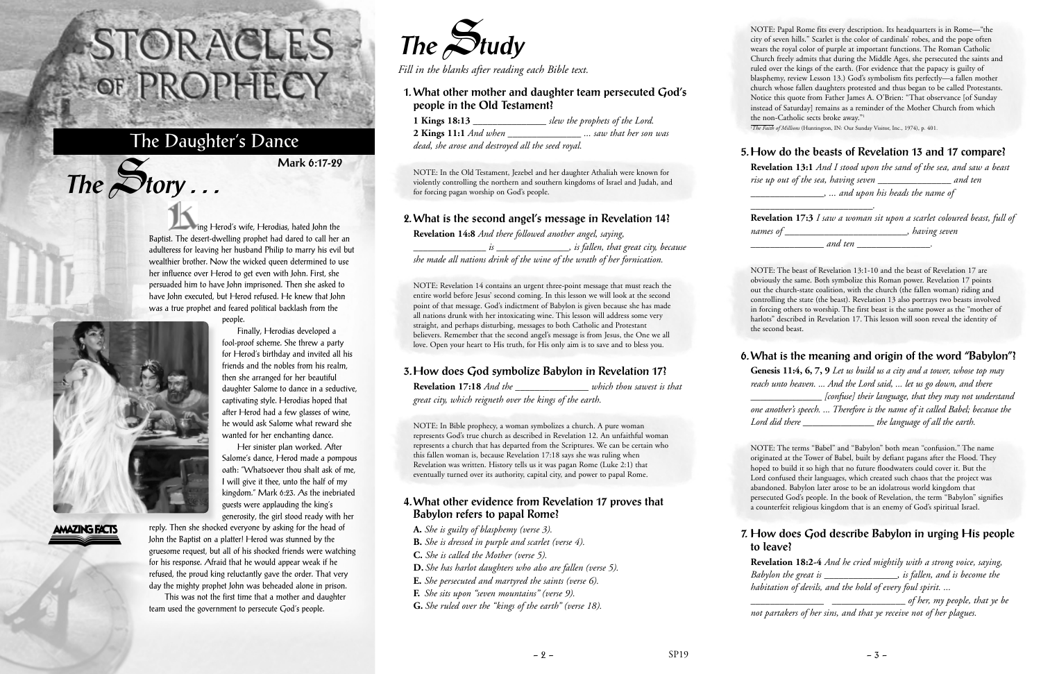# STORACLES OF PROPHECY

## The Daughter's Dance

**Mark 6:17-29**

## The Story . . .

King Herod's wife, Herodias, hated John the Baptist. The desert-dwelling prophet had dared to call her an adulteress for leaving her husband Philip to marry his evil but wealthier brother. Now the wicked queen determined to use her influence over Herod to get even with John. First, she persuaded him to have John imprisoned. Then she asked to have John executed, but Herod refused. He knew that John was a true prophet and feared political backlash from the people.

Finally, Herodias developed a fool-proof scheme. She threw a party for Herod's birthday and invited all his friends and the nobles from his realm, then she arranged for her beautiful daughter Salome to dance in a seductive, captivating style. Herodias hoped that after Herod had a few glasses of wine, he would ask Salome what reward she wanted for her enchanting dance.

Her sinister plan worked. After Salome's dance, Herod made a pompous oath: "Whatsoever thou shalt ask of me, I will give it thee, unto the half of my kingdom." Mark 6:23. As the inebriated guests were applauding the king's generosity, the girl stood ready with her reply. Then she shocked everyone by asking for the head of John the Baptist on a platter! Herod was stunned by the gruesome request, but all of his shocked friends were watching for his response. Afraid that he would appear weak if he refused, the proud king reluctantly gave the order. That very day the mighty prophet John was beheaded alone in prison.

This was not the first time that a mother and daughter team used the government to persecute God's people.

AMAZING FACTS

## The Study

*Fill in the blanks after reading each Bible text.*

### 1. What other mother and daughter team persecuted God's people in the Old Testament?

**1 Kings 18:13** _______________ *slew the prophets of the Lord.*
**2 Kings 11:1** *And when* _______________ *... saw that her son was dead, she arose and destroyed all the seed royal.*

NOTE: In the Old Testament, Jezebel and her daughter Athaliah were known for violently controlling the northern and southern kingdoms of Israel and Judah, and for forcing pagan worship on God's people.

### 2. What is the second angel's message in Revelation 14?

**Revelation 14:8** *And there followed another angel, saying,* _______________ *is* _______________*, is fallen, that great city, because she made all nations drink of the wine of the wrath of her fornication.*

NOTE: Revelation 14 contains an urgent three-point message that must reach the entire world before Jesus' second coming. In this lesson we will look at the second point of that message. God's indictment of Babylon is given because she has made all nations drunk with her intoxicating wine. This lesson will address some very straight, and perhaps disturbing, messages to both Catholic and Protestant believers. Remember that the second angel's message is from Jesus, the One we all love. Open your heart to His truth, for His only aim is to save and to bless you.

### 3. How does God symbolize Babylon in Revelation 17?

**Revelation 17:18** *And the* _______________ *which thou sawest is that great city, which reigneth over the kings of the earth.*

NOTE: In Bible prophecy, a woman symbolizes a church. A pure woman represents God's true church as described in Revelation 12. An unfaithful woman represents a church that has departed from the Scriptures. We can be certain who this fallen woman is, because Revelation 17:18 says she was ruling when Revelation was written. History tells us it was pagan Rome (Luke 2:1) that eventually turned over its authority, capital city, and power to papal Rome.

### 4. What other evidence from Revelation 17 proves that Babylon refers to papal Rome?

**A.** *She is guilty of blasphemy (verse 3).*
**B.** *She is dressed in purple and scarlet (verse 4).*
**C.** *She is called the Mother (verse 5).*
**D.** *She has harlot daughters who also are fallen (verse 5).*
**E.** *She persecuted and martyred the saints (verse 6).*
**F.** *She sits upon "seven mountains" (verse 9).*
**G.** *She ruled over the "kings of the earth" (verse 18).*

NOTE: Papal Rome fits every description. Its headquarters is in Rome—"the city of seven hills." Scarlet is the color of cardinals' robes, and the pope often wears the royal color of purple at important functions. The Roman Catholic Church freely admits that during the Middle Ages, she persecuted the saints and ruled over the kings of the earth. (For evidence that the papacy is guilty of blasphemy, review Lesson 13.) God's symbolism fits perfectly—a fallen mother church whose fallen daughters protested and thus began to be called Protestants. Notice this quote from Father James A. O'Brien: "That observance [of Sunday instead of Saturday] remains as a reminder of the Mother Church from which the non-Catholic sects broke away."[1]

[1] *The Faith of Millions* (Huntington, IN: Our Sunday Visitor, Inc., 1974), p. 401.

### 5. How do the beasts of Revelation 13 and 17 compare?

**Revelation 13:1** *And I stood upon the sand of the sea, and saw a beast rise up out of the sea, having seven* _______________ *and ten* _______________*, ... and upon his heads the name of* _______________.

**Revelation 17:3** *I saw a woman sit upon a scarlet coloured beast, full of names of* _______________*, having seven* _______________ *and ten* _______________.

NOTE: The beast of Revelation 13:1-10 and the beast of Revelation 17 are obviously the same. Both symbolize this Roman power. Revelation 17 points out the church-state coalition, with the church (the fallen woman) riding and controlling the state (the beast). Revelation 13 also portrays two beasts involved in forcing others to worship. The first beast is the same power as the "mother of harlots" described in Revelation 17. This lesson will soon reveal the identity of the second beast.

### 6. What is the meaning and origin of the word "Babylon"?

**Genesis 11:4, 6, 7, 9** *Let us build us a city and a tower, whose top may reach unto heaven. ... And the Lord said, ... let us go down, and there* _______________ *[confuse] their language, that they may not understand one another's speech. ... Therefore is the name of it called Babel; because the Lord did there* _______________ *the language of all the earth.*

NOTE: The terms "Babel" and "Babylon" both mean "confusion." The name originated at the Tower of Babel, built by defiant pagans after the Flood. They hoped to build it so high that no future floodwaters could cover it. But the Lord confused their languages, which created such chaos that the project was abandoned. Babylon later arose to be an idolatrous world kingdom that persecuted God's people. In the book of Revelation, the term "Babylon" signifies a counterfeit religious kingdom that is an enemy of God's spiritual Israel.

### 7. How does God describe Babylon in urging His people to leave?

**Revelation 18:2-4** *And he cried mightily with a strong voice, saying, Babylon the great is* _______________*, is fallen, and is become the habitation of devils, and the hold of every foul spirit. ...* _______________ _______________ *of her, my people, that ye be not partakers of her sins, and that ye receive not of her plagues.*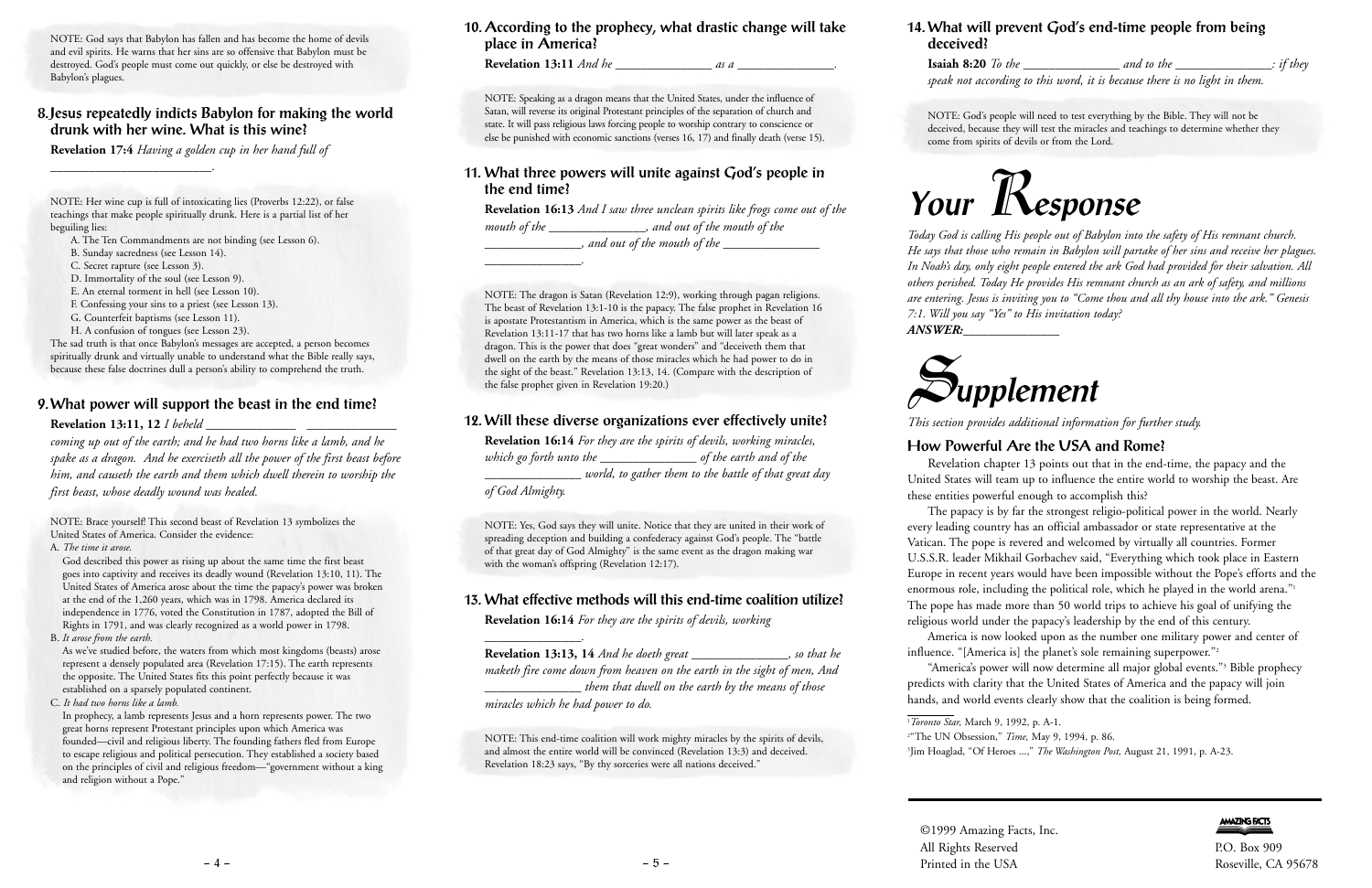NOTE: God says that Babylon has fallen and has become the home of devils and evil spirits. He warns that her sins are so offensive that Babylon must be destroyed. God's people must come out quickly, or else be destroyed with Babylon's plagues.

### 8. Jesus repeatedly indicts Babylon for making the world drunk with her wine. What is this wine?

**Revelation 17:4** *Having a golden cup in her hand full of \_\_\_\_\_\_\_\_\_\_\_\_\_\_\_\_\_\_\_\_\_\_\_\_\_\_.*

NOTE: Her wine cup is full of intoxicating lies (Proverbs 12:22), or false teachings that make people spiritually drunk. Here is a partial list of her beguiling lies:

A. The Ten Commandments are not binding (see Lesson 6).
B. Sunday sacredness (see Lesson 14).
C. Secret rapture (see Lesson 3).
D. Immortality of the soul (see Lesson 9).
E. An eternal torment in hell (see Lesson 10).
F. Confessing your sins to a priest (see Lesson 13).
G. Counterfeit baptisms (see Lesson 11).
H. A confusion of tongues (see Lesson 23).

The sad truth is that once Babylon's messages are accepted, a person becomes spiritually drunk and virtually unable to understand what the Bible really says, because these false doctrines dull a person's ability to comprehend the truth.

### 9. What power will support the beast in the end time?

**Revelation 13:11, 12** *I beheld \_\_\_\_\_\_\_\_\_\_\_\_\_\_\_ \_\_\_\_\_\_\_\_\_\_\_\_\_\_\_ coming up out of the earth; and he had two horns like a lamb, and he spake as a dragon. And he exerciseth all the power of the first beast before him, and causeth the earth and them which dwell therein to worship the first beast, whose deadly wound was healed.*

NOTE: Brace yourself! This second beast of Revelation 13 symbolizes the United States of America. Consider the evidence:

A. *The time it arose.*
God described this power as rising up about the same time the first beast goes into captivity and receives its deadly wound (Revelation 13:10, 11). The United States of America arose about the time the papacy's power was broken at the end of the 1,260 years, which was in 1798. America declared its independence in 1776, voted the Constitution in 1787, adopted the Bill of Rights in 1791, and was clearly recognized as a world power in 1798.

B. *It arose from the earth.*
As we've studied before, the waters from which most kingdoms (beasts) arose represent a densely populated area (Revelation 17:15). The earth represents the opposite. The United States fits this point perfectly because it was established on a sparsely populated continent.

C. *It had two horns like a lamb.*
In prophecy, a lamb represents Jesus and a horn represents power. The two great horns represent Protestant principles upon which America was founded—civil and religious liberty. The founding fathers fled from Europe to escape religious and political persecution. They established a society based on the principles of civil and religious freedom—"government without a king and religion without a Pope."

### 10. According to the prophecy, what drastic change will take place in America?

**Revelation 13:11** *And he \_\_\_\_\_\_\_\_\_\_\_\_\_\_\_ as a \_\_\_\_\_\_\_\_\_\_\_\_\_\_\_.*

NOTE: Speaking as a dragon means that the United States, under the influence of Satan, will reverse its original Protestant principles of the separation of church and state. It will pass religious laws forcing people to worship contrary to conscience or else be punished with economic sanctions (verses 16, 17) and finally death (verse 15).

### 11. What three powers will unite against God's people in the end time?

**Revelation 16:13** *And I saw three unclean spirits like frogs come out of the mouth of the \_\_\_\_\_\_\_\_\_\_\_\_\_\_\_, and out of the mouth of the \_\_\_\_\_\_\_\_\_\_\_\_\_\_\_, and out of the mouth of the \_\_\_\_\_\_\_\_\_\_\_\_\_\_\_ \_\_\_\_\_\_\_\_\_\_\_\_\_\_\_.*

NOTE: The dragon is Satan (Revelation 12:9), working through pagan religions. The beast of Revelation 13:1-10 is the papacy. The false prophet in Revelation 16 is apostate Protestantism in America, which is the same power as the beast of Revelation 13:11-17 that has two horns like a lamb but will later speak as a dragon. This is the power that does "great wonders" and "deceiveth them that dwell on the earth by the means of those miracles which he had power to do in the sight of the beast." Revelation 13:13, 14. (Compare with the description of the false prophet given in Revelation 19:20.)

### 12. Will these diverse organizations ever effectively unite?

**Revelation 16:14** *For they are the spirits of devils, working miracles, which go forth unto the \_\_\_\_\_\_\_\_\_\_\_\_\_\_\_ of the earth and of the \_\_\_\_\_\_\_\_\_\_\_\_\_\_\_ world, to gather them to the battle of that great day of God Almighty.*

NOTE: Yes, God says they will unite. Notice that they are united in their work of spreading deception and building a confederacy against God's people. The "battle of that great day of God Almighty" is the same event as the dragon making war with the woman's offspring (Revelation 12:17).

### 13. What effective methods will this end-time coalition utilize?

**Revelation 16:14** *For they are the spirits of devils, working \_\_\_\_\_\_\_\_\_\_\_\_\_\_\_.*

**Revelation 13:13, 14** *And he doeth great \_\_\_\_\_\_\_\_\_\_\_\_\_\_\_, so that he maketh fire come down from heaven on the earth in the sight of men, And \_\_\_\_\_\_\_\_\_\_\_\_\_\_\_ them that dwell on the earth by the means of those miracles which he had power to do.*

NOTE: This end-time coalition will work mighty miracles by the spirits of devils, and almost the entire world will be convinced (Revelation 13:3) and deceived. Revelation 18:23 says, "By thy sorceries were all nations deceived."

### 14. What will prevent God's end-time people from being deceived?

**Isaiah 8:20** *To the \_\_\_\_\_\_\_\_\_\_\_\_\_\_\_ and to the \_\_\_\_\_\_\_\_\_\_\_\_\_\_\_: if they speak not according to this word, it is because there is no light in them.*

NOTE: God's people will need to test everything by the Bible. They will not be deceived, because they will test the miracles and teachings to determine whether they come from spirits of devils or from the Lord.

# Your Response

*Today God is calling His people out of Babylon into the safety of His remnant church. He says that those who remain in Babylon will partake of her sins and receive her plagues. In Noah's day, only eight people entered the ark God had provided for their salvation. All others perished. Today He provides His remnant church as an ark of safety, and millions are entering. Jesus is inviting you to "Come thou and all thy house into the ark." Genesis 7:1. Will you say "Yes" to His invitation today?*

***ANSWER:*\_\_\_\_\_\_\_\_\_\_\_\_\_\_\_**

# Supplement

*This section provides additional information for further study.*

## How Powerful Are the USA and Rome?

Revelation chapter 13 points out that in the end-time, the papacy and the United States will team up to influence the entire world to worship the beast. Are these entities powerful enough to accomplish this?

The papacy is by far the strongest religio-political power in the world. Nearly every leading country has an official ambassador or state representative at the Vatican. The pope is revered and welcomed by virtually all countries. Former U.S.S.R. leader Mikhail Gorbachev said, "Everything which took place in Eastern Europe in recent years would have been impossible without the Pope's efforts and the enormous role, including the political role, which he played in the world arena."[1] The pope has made more than 50 world trips to achieve his goal of unifying the religious world under the papacy's leadership by the end of this century.

America is now looked upon as the number one military power and center of influence. "[America is] the planet's sole remaining superpower."[2]

"America's power will now determine all major global events."[3] Bible prophecy predicts with clarity that the United States of America and the papacy will join hands, and world events clearly show that the coalition is being formed.

[1] *Toronto Star,* March 9, 1992, p. A-1.
[2] "The UN Obsession," *Time,* May 9, 1994, p. 86.
[3] Jim Hoaglad, "Of Heroes ...," *The Washington Post,* August 21, 1991, p. A-23.

©1999 Amazing Facts, Inc.
All Rights Reserved
Printed in the USA

AMAZING FACTS
P.O. Box 909
Roseville, CA 95678